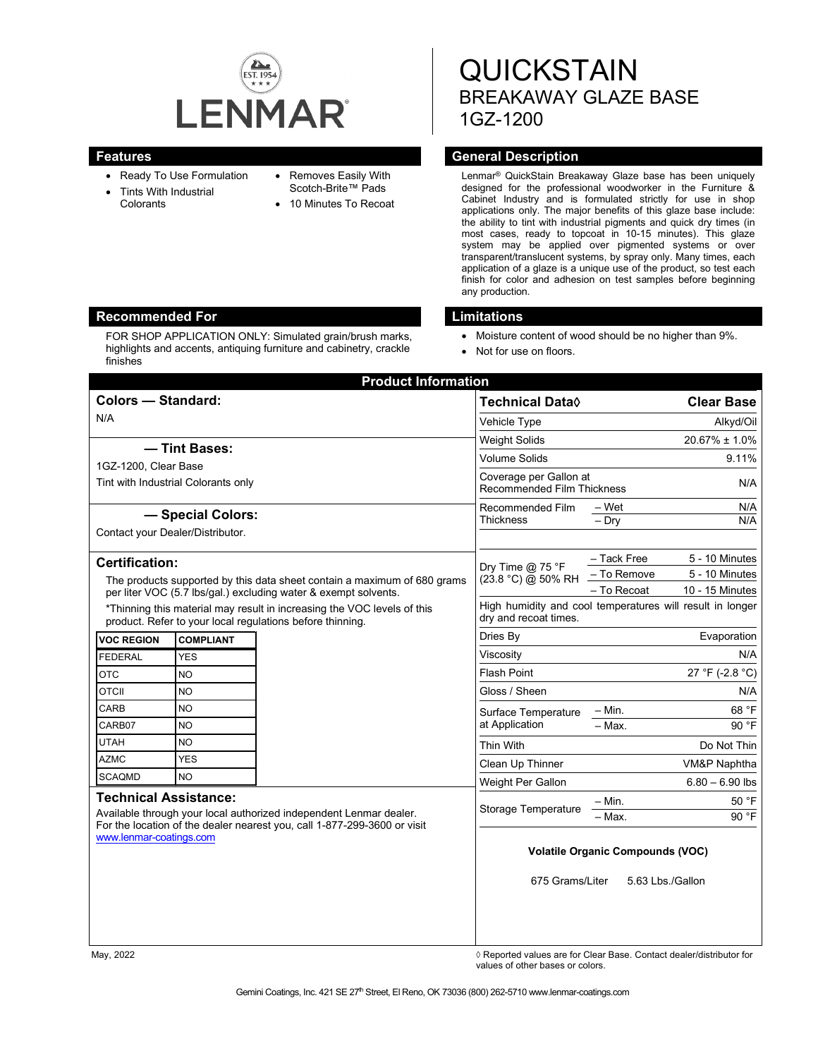# QUICKSTAIN
## BREAKAWAY GLAZE BASE
## 1GZ-1200

## Features

- Ready To Use Formulation
- Tints With Industrial Colorants
- Removes Easily With Scotch-Brite™ Pads
- 10 Minutes To Recoat

## General Description

Lenmar® QuickStain Breakaway Glaze base has been uniquely designed for the professional woodworker in the Furniture & Cabinet Industry and is formulated strictly for use in shop applications only. The major benefits of this glaze base include: the ability to tint with industrial pigments and quick dry times (in most cases, ready to topcoat in 10-15 minutes). This glaze system may be applied over pigmented systems or over transparent/translucent systems, by spray only. Many times, each application of a glaze is a unique use of the product, so test each finish for color and adhesion on test samples before beginning any production.

## Recommended For

FOR SHOP APPLICATION ONLY: Simulated grain/brush marks, highlights and accents, antiquing furniture and cabinetry, crackle finishes

## Limitations

- Moisture content of wood should be no higher than 9%.
- Not for use on floors.

## Product Information

### Colors — Standard:

N/A

### — Tint Bases:

1GZ-1200, Clear Base

Tint with Industrial Colorants only

### — Special Colors:

Contact your Dealer/Distributor.

### Certification:

The products supported by this data sheet contain a maximum of 680 grams per liter VOC (5.7 lbs/gal.) excluding water & exempt solvents.

*Thinning this material may result in increasing the VOC levels of this product. Refer to your local regulations before thinning.

| VOC REGION | COMPLIANT |
|---|---|
| FEDERAL | YES |
| OTC | NO |
| OTCII | NO |
| CARB | NO |
| CARB07 | NO |
| UTAH | NO |
| AZMC | YES |
| SCAQMD | NO |

### Technical Assistance:

Available through your local authorized independent Lenmar dealer. For the location of the dealer nearest you, call 1-877-299-3600 or visit www.lenmar-coatings.com

| Technical Data◊ | | Clear Base |
|---|---|---|
| Vehicle Type | | Alkyd/Oil |
| Weight Solids | | 20.67% ± 1.0% |
| Volume Solids | | 9.11% |
| Coverage per Gallon at Recommended Film Thickness | | N/A |
| Recommended Film Thickness | – Wet | N/A |
| | – Dry | N/A |
| Dry Time @ 75 °F (23.8 °C) @ 50% RH | – Tack Free | 5 - 10 Minutes |
| | – To Remove | 5 - 10 Minutes |
| | – To Recoat | 10 - 15 Minutes |
| High humidity and cool temperatures will result in longer dry and recoat times. | | |
| Dries By | | Evaporation |
| Viscosity | | N/A |
| Flash Point | | 27 °F (-2.8 °C) |
| Gloss / Sheen | | N/A |
| Surface Temperature at Application | – Min. | 68 °F |
| | – Max. | 90 °F |
| Thin With | | Do Not Thin |
| Clean Up Thinner | | VM&P Naphtha |
| Weight Per Gallon | | 6.80 – 6.90 lbs |
| Storage Temperature | – Min. | 50 °F |
| | – Max. | 90 °F |

**Volatile Organic Compounds (VOC)**

675 Grams/Liter 5.63 Lbs./Gallon

May, 2022

◊ Reported values are for Clear Base. Contact dealer/distributor for values of other bases or colors.

Gemini Coatings, Inc. 421 SE 27th Street, El Reno, OK 73036 (800) 262-5710 www.lenmar-coatings.com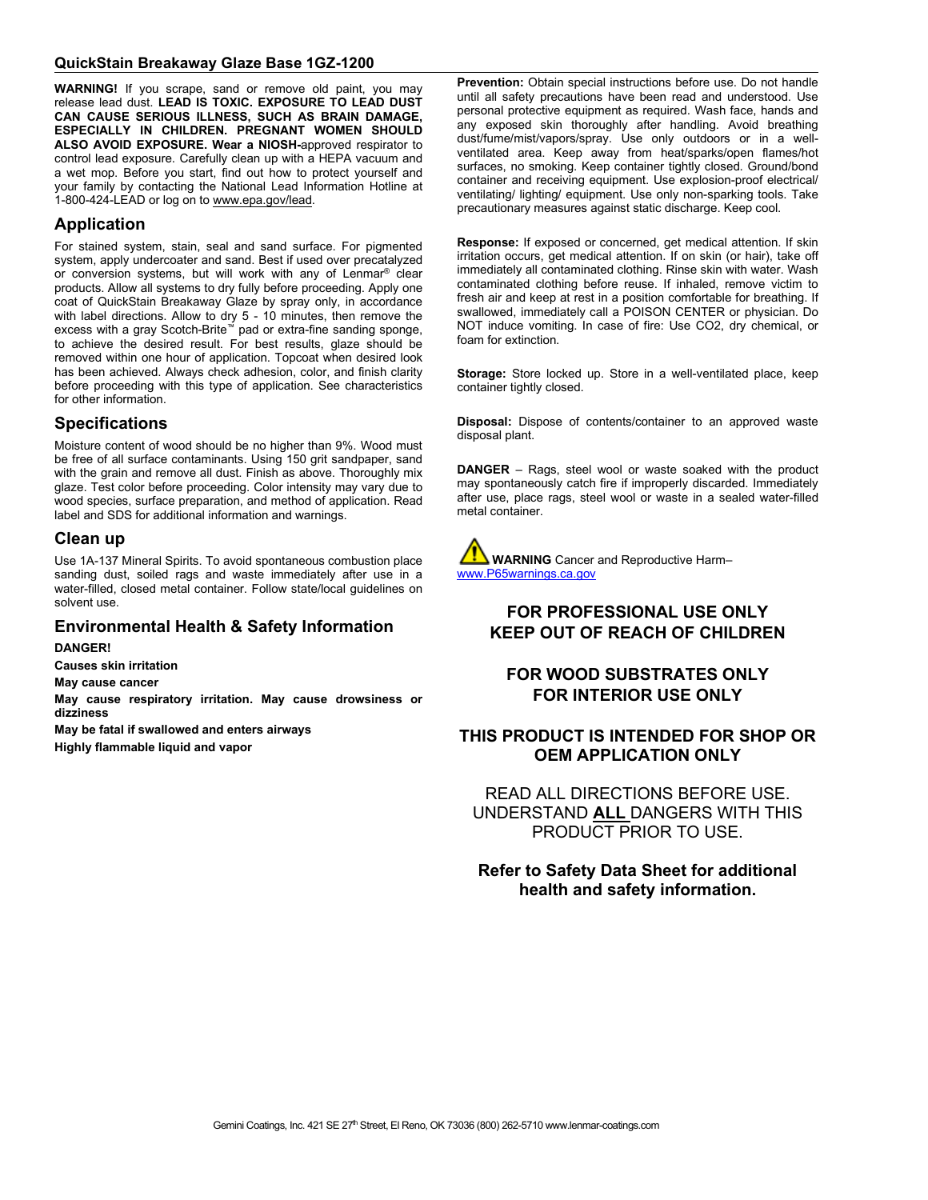## QuickStain Breakaway Glaze Base 1GZ-1200

**WARNING!** If you scrape, sand or remove old paint, you may release lead dust. **LEAD IS TOXIC. EXPOSURE TO LEAD DUST CAN CAUSE SERIOUS ILLNESS, SUCH AS BRAIN DAMAGE, ESPECIALLY IN CHILDREN. PREGNANT WOMEN SHOULD ALSO AVOID EXPOSURE. Wear a NIOSH-**approved respirator to control lead exposure. Carefully clean up with a HEPA vacuum and a wet mop. Before you start, find out how to protect yourself and your family by contacting the National Lead Information Hotline at 1-800-424-LEAD or log on to www.epa.gov/lead.

## Application

For stained system, stain, seal and sand surface. For pigmented system, apply undercoater and sand. Best if used over precatalyzed or conversion systems, but will work with any of Lenmar® clear products. Allow all systems to dry fully before proceeding. Apply one coat of QuickStain Breakaway Glaze by spray only, in accordance with label directions. Allow to dry 5 - 10 minutes, then remove the excess with a gray Scotch-Brite™ pad or extra-fine sanding sponge, to achieve the desired result. For best results, glaze should be removed within one hour of application. Topcoat when desired look has been achieved. Always check adhesion, color, and finish clarity before proceeding with this type of application. See characteristics for other information.

## Specifications

Moisture content of wood should be no higher than 9%. Wood must be free of all surface contaminants. Using 150 grit sandpaper, sand with the grain and remove all dust. Finish as above. Thoroughly mix glaze. Test color before proceeding. Color intensity may vary due to wood species, surface preparation, and method of application. Read label and SDS for additional information and warnings.

## Clean up

Use 1A-137 Mineral Spirits. To avoid spontaneous combustion place sanding dust, soiled rags and waste immediately after use in a water-filled, closed metal container. Follow state/local guidelines on solvent use.

## Environmental Health & Safety Information

**DANGER!**

**Causes skin irritation**

**May cause cancer**

**May cause respiratory irritation. May cause drowsiness or dizziness**

**May be fatal if swallowed and enters airways**

**Highly flammable liquid and vapor**

**Prevention:** Obtain special instructions before use. Do not handle until all safety precautions have been read and understood. Use personal protective equipment as required. Wash face, hands and any exposed skin thoroughly after handling. Avoid breathing dust/fume/mist/vapors/spray. Use only outdoors or in a well-ventilated area. Keep away from heat/sparks/open flames/hot surfaces, no smoking. Keep container tightly closed. Ground/bond container and receiving equipment. Use explosion-proof electrical/ ventilating/ lighting/ equipment. Use only non-sparking tools. Take precautionary measures against static discharge. Keep cool.

**Response:** If exposed or concerned, get medical attention. If skin irritation occurs, get medical attention. If on skin (or hair), take off immediately all contaminated clothing. Rinse skin with water. Wash contaminated clothing before reuse. If inhaled, remove victim to fresh air and keep at rest in a position comfortable for breathing. If swallowed, immediately call a POISON CENTER or physician. Do NOT induce vomiting. In case of fire: Use CO2, dry chemical, or foam for extinction.

**Storage:** Store locked up. Store in a well-ventilated place, keep container tightly closed.

**Disposal:** Dispose of contents/container to an approved waste disposal plant.

**DANGER** – Rags, steel wool or waste soaked with the product may spontaneously catch fire if improperly discarded. Immediately after use, place rags, steel wool or waste in a sealed water-filled metal container.

**WARNING** Cancer and Reproductive Harm– www.P65warnings.ca.gov

**FOR PROFESSIONAL USE ONLY**
**KEEP OUT OF REACH OF CHILDREN**

**FOR WOOD SUBSTRATES ONLY**
**FOR INTERIOR USE ONLY**

**THIS PRODUCT IS INTENDED FOR SHOP OR OEM APPLICATION ONLY**

READ ALL DIRECTIONS BEFORE USE. UNDERSTAND **ALL** DANGERS WITH THIS PRODUCT PRIOR TO USE.

**Refer to Safety Data Sheet for additional health and safety information.**

Gemini Coatings, Inc. 421 SE 27th Street, El Reno, OK 73036 (800) 262-5710 www.lenmar-coatings.com